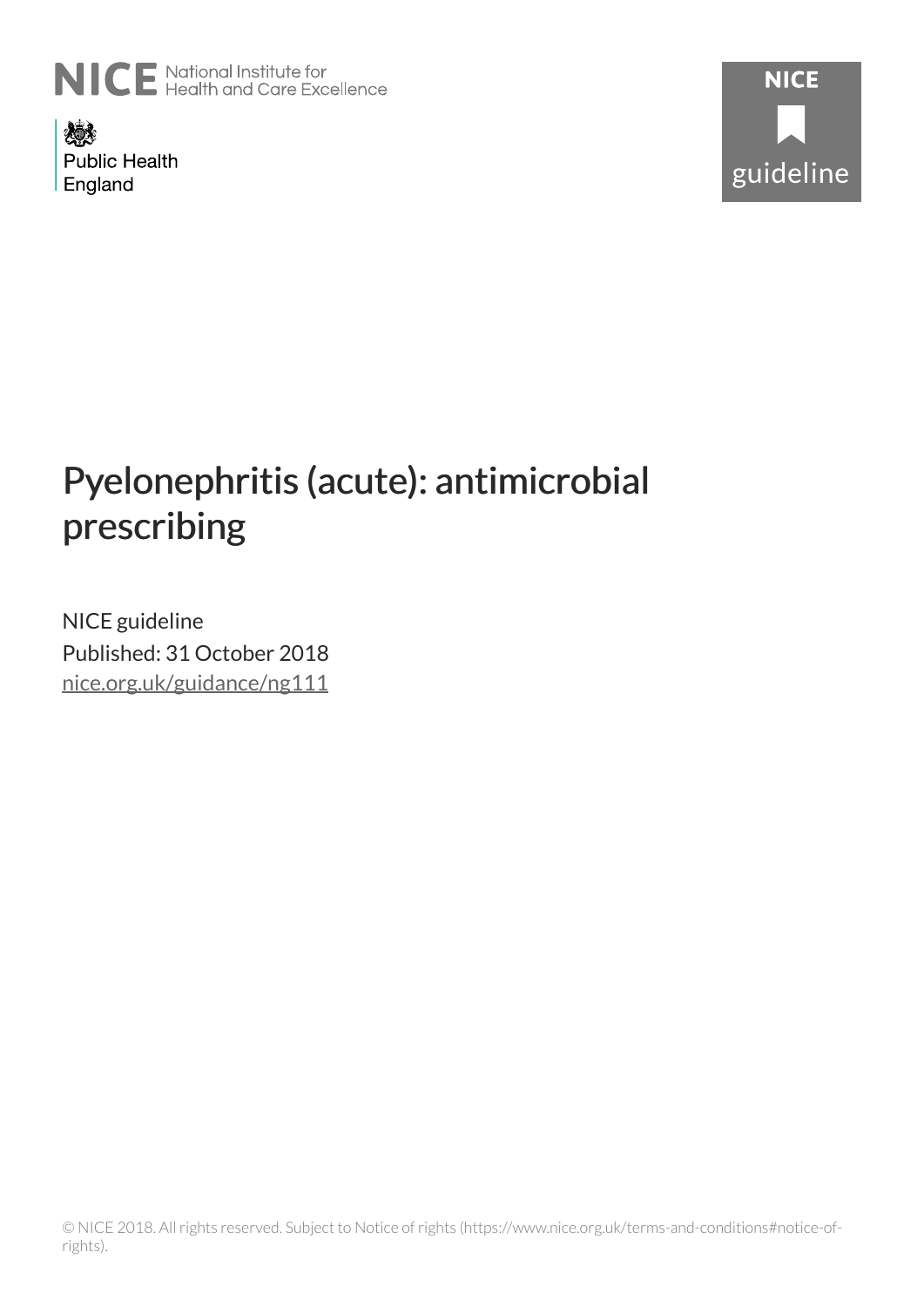NICE National Institute for Health and Care Excellence

Public Health England

NICE guideline

# Pyelonephritis (acute): antimicrobial prescribing

NICE guideline

Published: 31 October 2018

nice.org.uk/guidance/ng111

© NICE 2018. All rights reserved. Subject to Notice of rights (https://www.nice.org.uk/terms-and-conditions#notice-of-rights).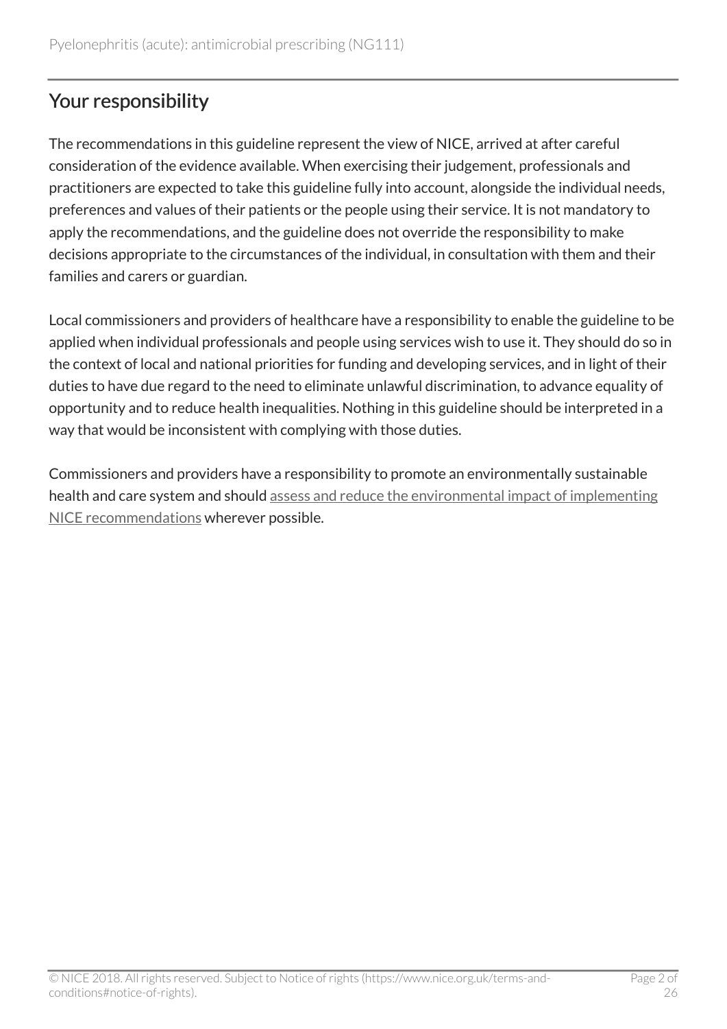## Your responsibility

The recommendations in this guideline represent the view of NICE, arrived at after careful consideration of the evidence available. When exercising their judgement, professionals and practitioners are expected to take this guideline fully into account, alongside the individual needs, preferences and values of their patients or the people using their service. It is not mandatory to apply the recommendations, and the guideline does not override the responsibility to make decisions appropriate to the circumstances of the individual, in consultation with them and their families and carers or guardian.

Local commissioners and providers of healthcare have a responsibility to enable the guideline to be applied when individual professionals and people using services wish to use it. They should do so in the context of local and national priorities for funding and developing services, and in light of their duties to have due regard to the need to eliminate unlawful discrimination, to advance equality of opportunity and to reduce health inequalities. Nothing in this guideline should be interpreted in a way that would be inconsistent with complying with those duties.

Commissioners and providers have a responsibility to promote an environmentally sustainable health and care system and should assess and reduce the environmental impact of implementing NICE recommendations wherever possible.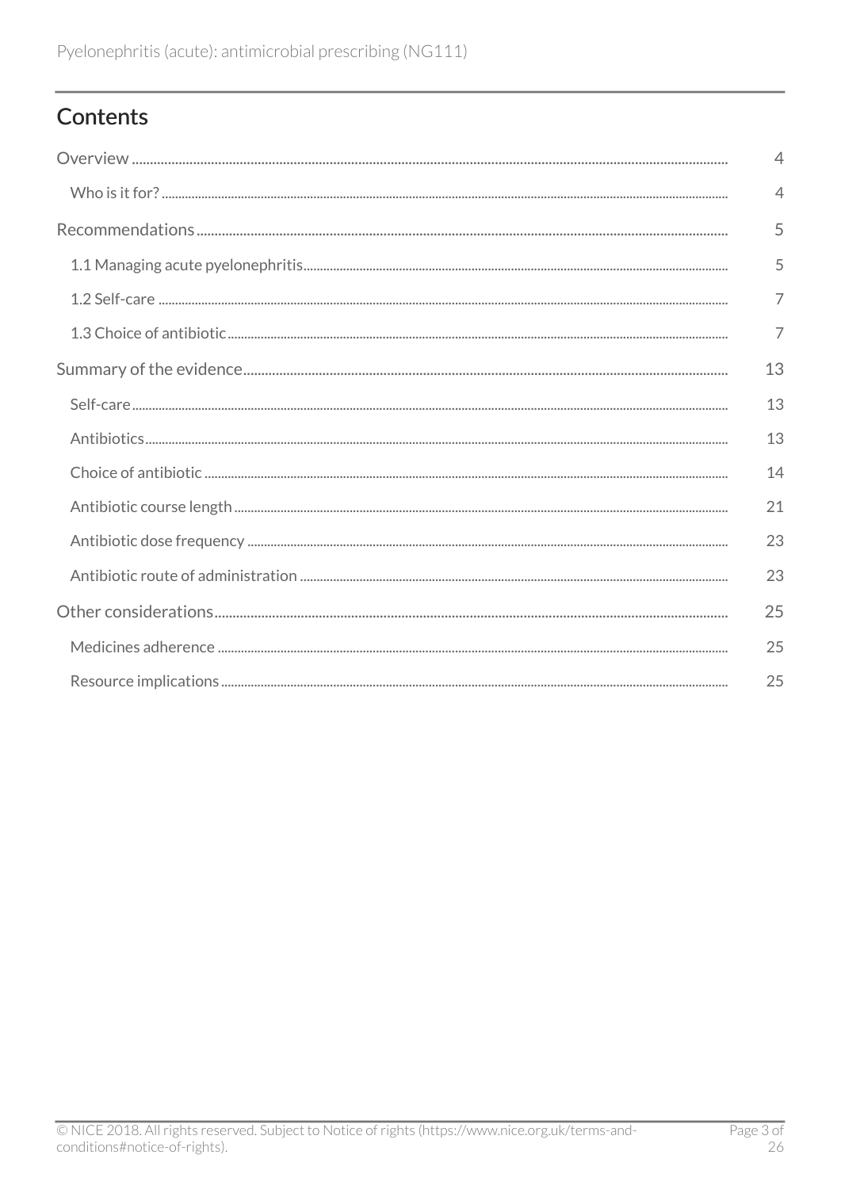## Contents

- Overview ........ 4
  - Who is it for? ........ 4
- Recommendations ........ 5
  - 1.1 Managing acute pyelonephritis ........ 5
  - 1.2 Self-care ........ 7
  - 1.3 Choice of antibiotic ........ 7
- Summary of the evidence ........ 13
  - Self-care ........ 13
  - Antibiotics ........ 13
  - Choice of antibiotic ........ 14
  - Antibiotic course length ........ 21
  - Antibiotic dose frequency ........ 23
  - Antibiotic route of administration ........ 23
- Other considerations ........ 25
  - Medicines adherence ........ 25
  - Resource implications ........ 25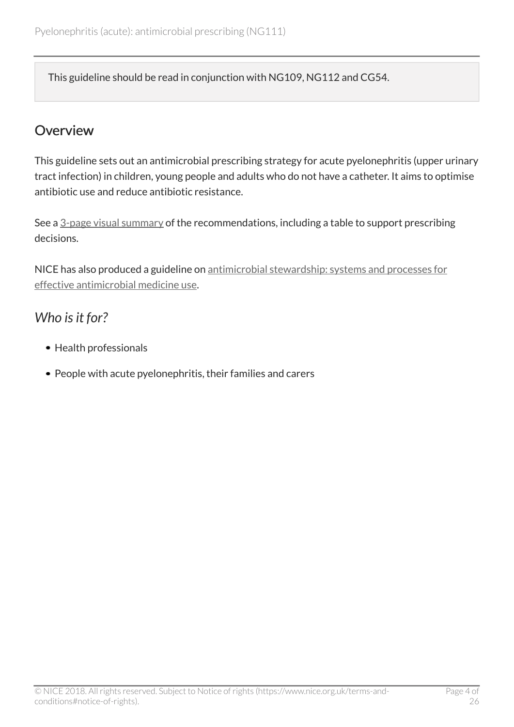This guideline should be read in conjunction with NG109, NG112 and CG54.

## Overview

This guideline sets out an antimicrobial prescribing strategy for acute pyelonephritis (upper urinary tract infection) in children, young people and adults who do not have a catheter. It aims to optimise antibiotic use and reduce antibiotic resistance.

See a 3-page visual summary of the recommendations, including a table to support prescribing decisions.

NICE has also produced a guideline on antimicrobial stewardship: systems and processes for effective antimicrobial medicine use.

### *Who is it for?*

- Health professionals
- People with acute pyelonephritis, their families and carers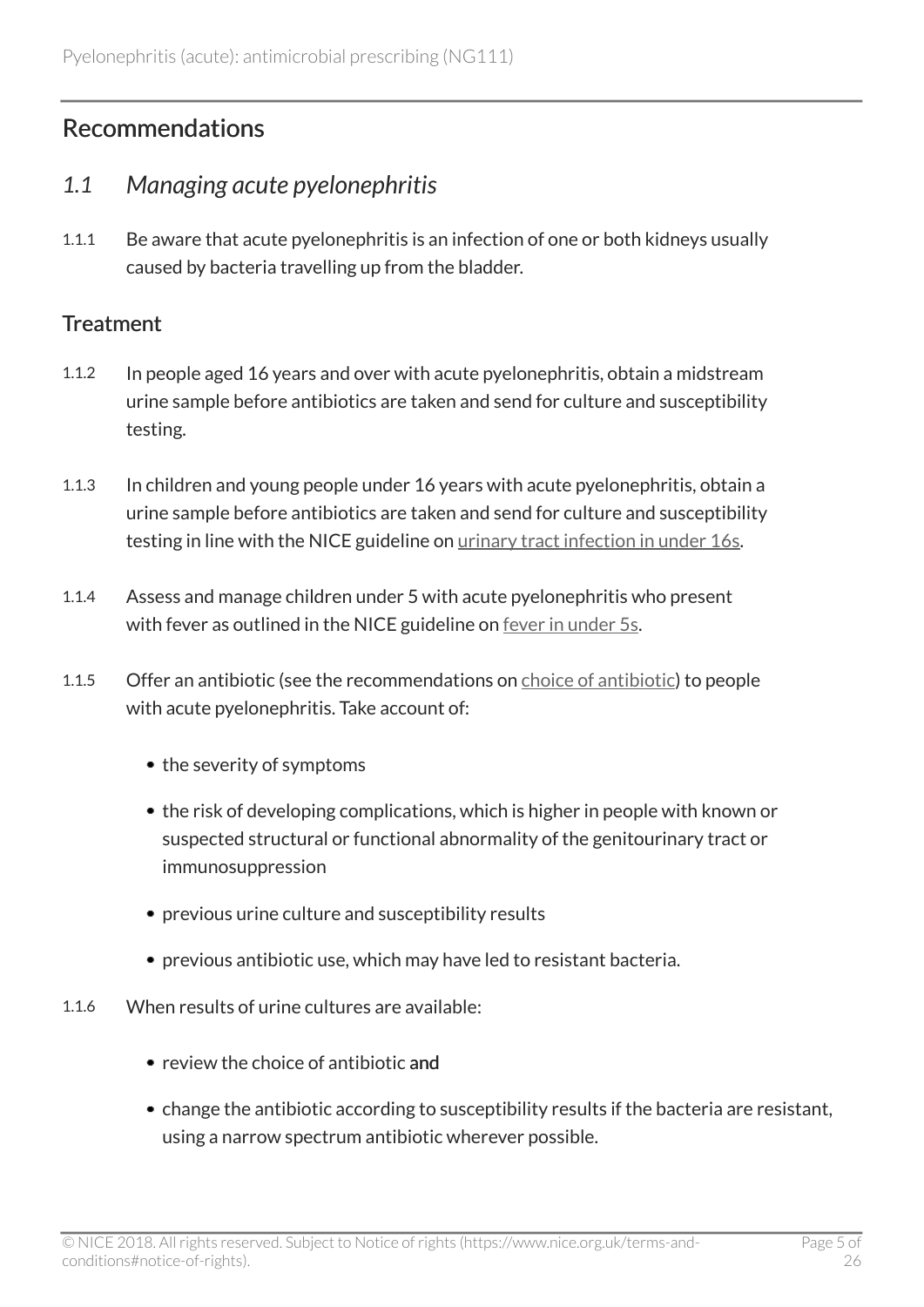## Recommendations

### *1.1 Managing acute pyelonephritis*

1.1.1 Be aware that acute pyelonephritis is an infection of one or both kidneys usually caused by bacteria travelling up from the bladder.

#### Treatment

1.1.2 In people aged 16 years and over with acute pyelonephritis, obtain a midstream urine sample before antibiotics are taken and send for culture and susceptibility testing.

1.1.3 In children and young people under 16 years with acute pyelonephritis, obtain a urine sample before antibiotics are taken and send for culture and susceptibility testing in line with the NICE guideline on urinary tract infection in under 16s.

1.1.4 Assess and manage children under 5 with acute pyelonephritis who present with fever as outlined in the NICE guideline on fever in under 5s.

1.1.5 Offer an antibiotic (see the recommendations on choice of antibiotic) to people with acute pyelonephritis. Take account of:

- the severity of symptoms
- the risk of developing complications, which is higher in people with known or suspected structural or functional abnormality of the genitourinary tract or immunosuppression
- previous urine culture and susceptibility results
- previous antibiotic use, which may have led to resistant bacteria.

1.1.6 When results of urine cultures are available:

- review the choice of antibiotic **and**
- change the antibiotic according to susceptibility results if the bacteria are resistant, using a narrow spectrum antibiotic wherever possible.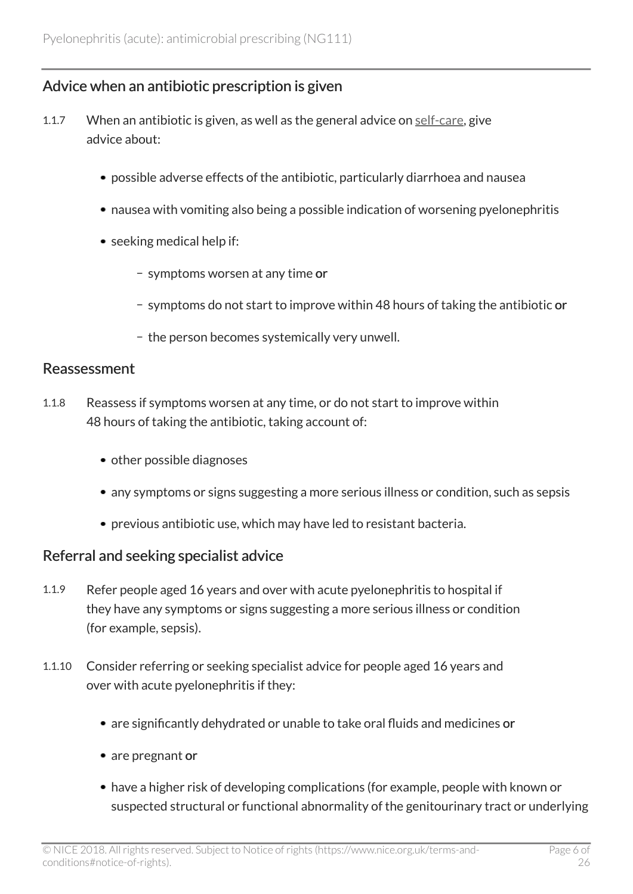## Advice when an antibiotic prescription is given

1.1.7 When an antibiotic is given, as well as the general advice on self-care, give advice about:

- possible adverse effects of the antibiotic, particularly diarrhoea and nausea
- nausea with vomiting also being a possible indication of worsening pyelonephritis
- seeking medical help if:
  - symptoms worsen at any time **or**
  - symptoms do not start to improve within 48 hours of taking the antibiotic **or**
  - the person becomes systemically very unwell.

## Reassessment

1.1.8 Reassess if symptoms worsen at any time, or do not start to improve within 48 hours of taking the antibiotic, taking account of:

- other possible diagnoses
- any symptoms or signs suggesting a more serious illness or condition, such as sepsis
- previous antibiotic use, which may have led to resistant bacteria.

## Referral and seeking specialist advice

1.1.9 Refer people aged 16 years and over with acute pyelonephritis to hospital if they have any symptoms or signs suggesting a more serious illness or condition (for example, sepsis).

1.1.10 Consider referring or seeking specialist advice for people aged 16 years and over with acute pyelonephritis if they:

- are significantly dehydrated or unable to take oral fluids and medicines **or**
- are pregnant **or**
- have a higher risk of developing complications (for example, people with known or suspected structural or functional abnormality of the genitourinary tract or underlying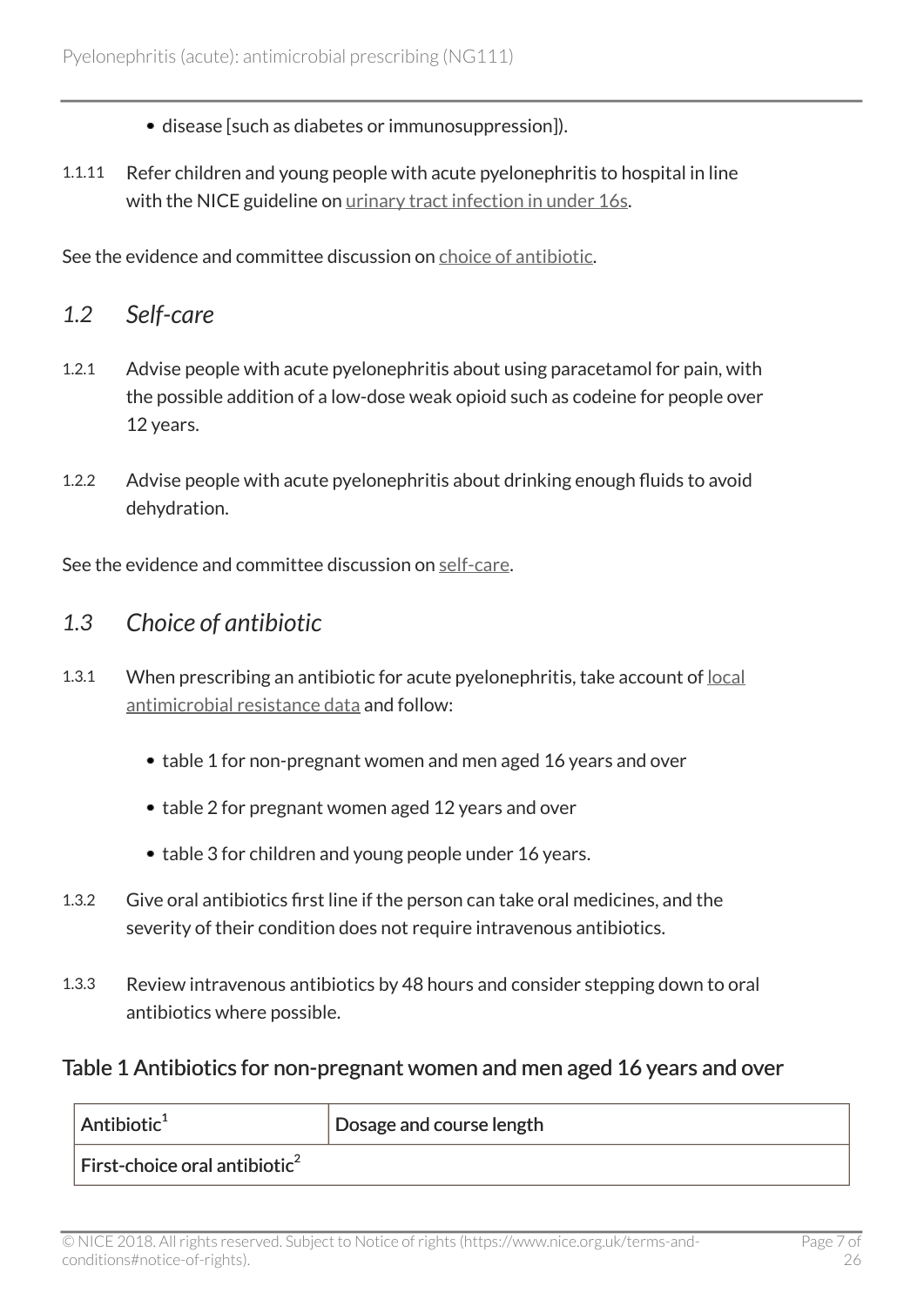- disease [such as diabetes or immunosuppression]).

1.1.11 Refer children and young people with acute pyelonephritis to hospital in line with the NICE guideline on urinary tract infection in under 16s.

See the evidence and committee discussion on choice of antibiotic.

## 1.2 Self-care

1.2.1 Advise people with acute pyelonephritis about using paracetamol for pain, with the possible addition of a low-dose weak opioid such as codeine for people over 12 years.

1.2.2 Advise people with acute pyelonephritis about drinking enough fluids to avoid dehydration.

See the evidence and committee discussion on self-care.

## 1.3 Choice of antibiotic

1.3.1 When prescribing an antibiotic for acute pyelonephritis, take account of local antimicrobial resistance data and follow:

- table 1 for non-pregnant women and men aged 16 years and over
- table 2 for pregnant women aged 12 years and over
- table 3 for children and young people under 16 years.

1.3.2 Give oral antibiotics first line if the person can take oral medicines, and the severity of their condition does not require intravenous antibiotics.

1.3.3 Review intravenous antibiotics by 48 hours and consider stepping down to oral antibiotics where possible.

### Table 1 Antibiotics for non-pregnant women and men aged 16 years and over

| Antibiotic[1] | Dosage and course length |
|---|---|
| First-choice oral antibiotic[2] | |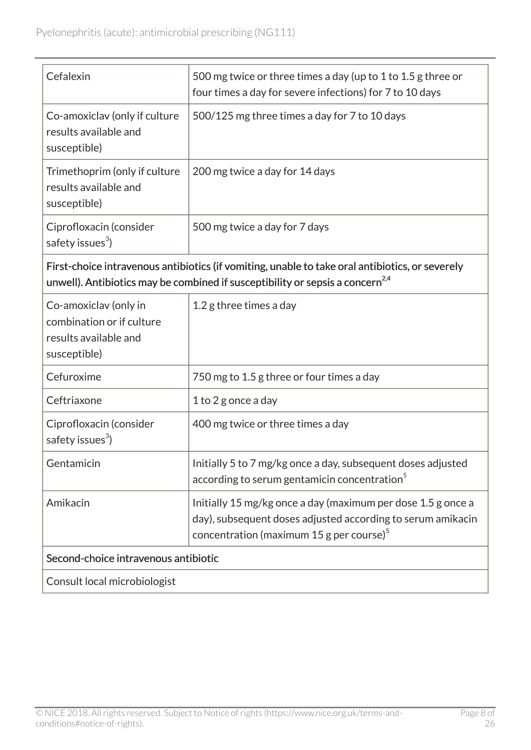| | |
|---|---|
| Cefalexin | 500 mg twice or three times a day (up to 1 to 1.5 g three or four times a day for severe infections) for 7 to 10 days |
| Co-amoxiclav (only if culture results available and susceptible) | 500/125 mg three times a day for 7 to 10 days |
| Trimethoprim (only if culture results available and susceptible) | 200 mg twice a day for 14 days |
| Ciprofloxacin (consider safety issues[3]) | 500 mg twice a day for 7 days |
| **First-choice intravenous antibiotics (if vomiting, unable to take oral antibiotics, or severely unwell). Antibiotics may be combined if susceptibility or sepsis a concern[2,4]** | |
| Co-amoxiclav (only in combination or if culture results available and susceptible) | 1.2 g three times a day |
| Cefuroxime | 750 mg to 1.5 g three or four times a day |
| Ceftriaxone | 1 to 2 g once a day |
| Ciprofloxacin (consider safety issues[3]) | 400 mg twice or three times a day |
| Gentamicin | Initially 5 to 7 mg/kg once a day, subsequent doses adjusted according to serum gentamicin concentration[5] |
| Amikacin | Initially 15 mg/kg once a day (maximum per dose 1.5 g once a day), subsequent doses adjusted according to serum amikacin concentration (maximum 15 g per course)[5] |
| **Second-choice intravenous antibiotic** | |
| Consult local microbiologist | |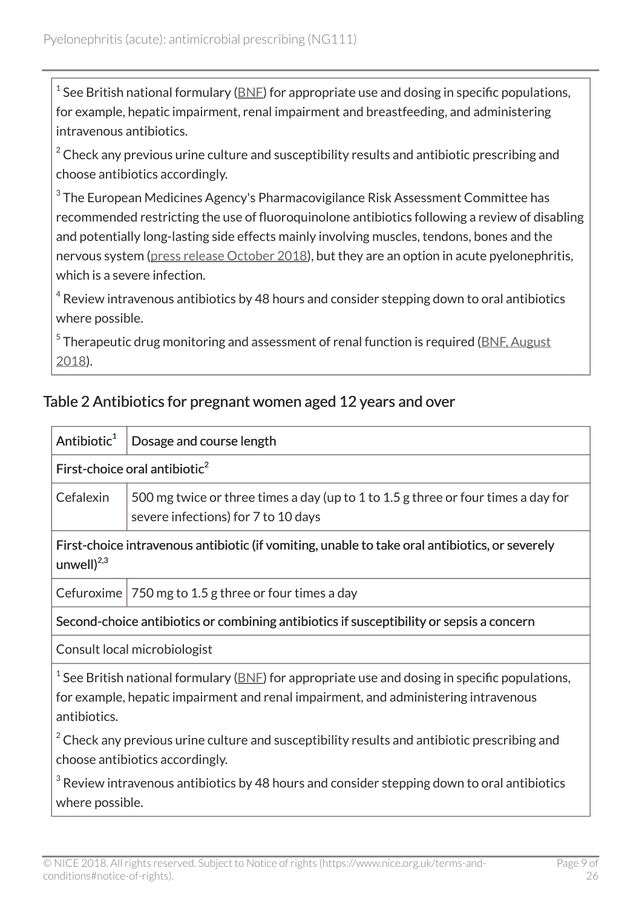[1] See British national formulary (BNF) for appropriate use and dosing in specific populations, for example, hepatic impairment, renal impairment and breastfeeding, and administering intravenous antibiotics.

[2] Check any previous urine culture and susceptibility results and antibiotic prescribing and choose antibiotics accordingly.

[3] The European Medicines Agency's Pharmacovigilance Risk Assessment Committee has recommended restricting the use of fluoroquinolone antibiotics following a review of disabling and potentially long-lasting side effects mainly involving muscles, tendons, bones and the nervous system (press release October 2018), but they are an option in acute pyelonephritis, which is a severe infection.

[4] Review intravenous antibiotics by 48 hours and consider stepping down to oral antibiotics where possible.

[5] Therapeutic drug monitoring and assessment of renal function is required (BNF, August 2018).

## Table 2 Antibiotics for pregnant women aged 12 years and over

| Antibiotic[1] | Dosage and course length |
|---|---|
| **First-choice oral antibiotic[2]** | |
| Cefalexin | 500 mg twice or three times a day (up to 1 to 1.5 g three or four times a day for severe infections) for 7 to 10 days |
| **First-choice intravenous antibiotic (if vomiting, unable to take oral antibiotics, or severely unwell)[2,3]** | |
| Cefuroxime | 750 mg to 1.5 g three or four times a day |
| **Second-choice antibiotics or combining antibiotics if susceptibility or sepsis a concern** | |
| Consult local microbiologist | |

[1] See British national formulary (BNF) for appropriate use and dosing in specific populations, for example, hepatic impairment and renal impairment, and administering intravenous antibiotics.

[2] Check any previous urine culture and susceptibility results and antibiotic prescribing and choose antibiotics accordingly.

[3] Review intravenous antibiotics by 48 hours and consider stepping down to oral antibiotics where possible.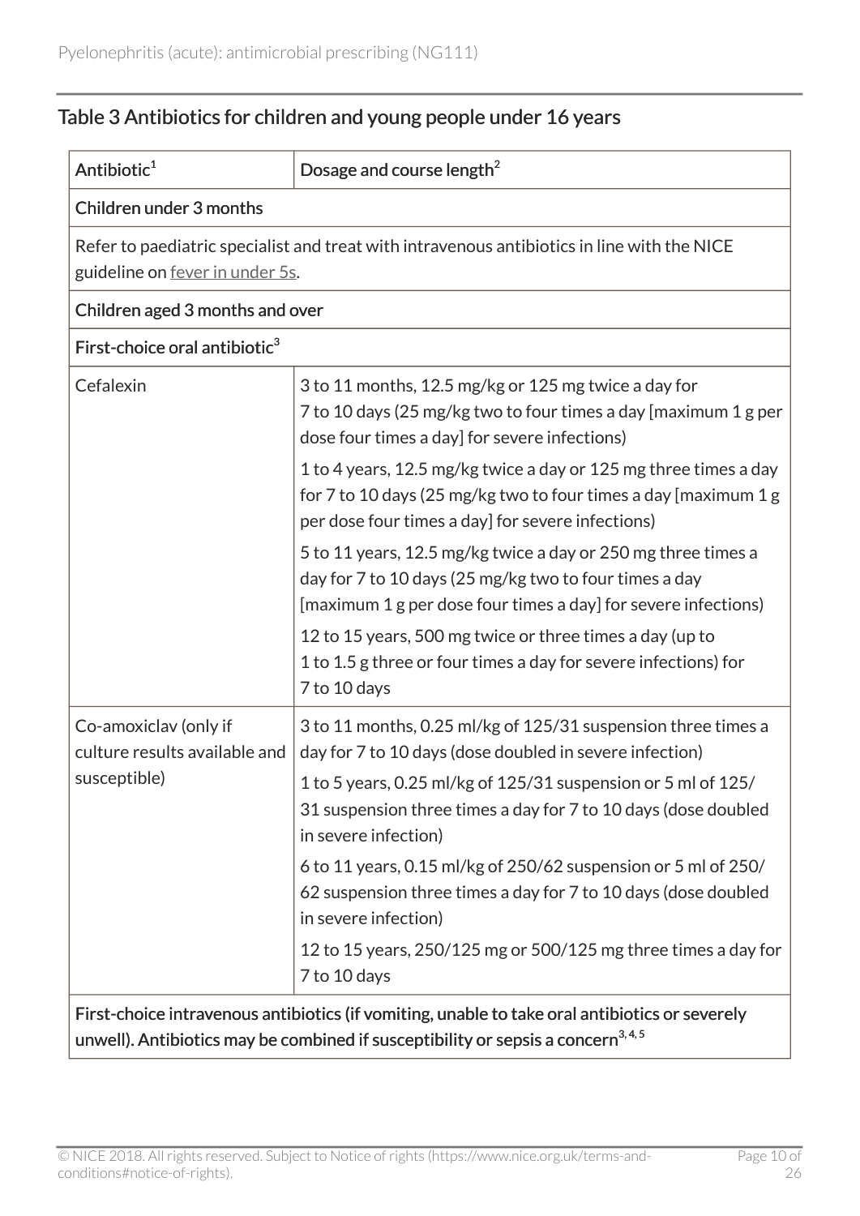## Table 3 Antibiotics for children and young people under 16 years

| Antibiotic[1] | Dosage and course length[2] |
|---|---|
| **Children under 3 months** | |
| Refer to paediatric specialist and treat with intravenous antibiotics in line with the NICE guideline on fever in under 5s. | |
| **Children aged 3 months and over** | |
| **First-choice oral antibiotic[3]** | |
| Cefalexin | 3 to 11 months, 12.5 mg/kg or 125 mg twice a day for 7 to 10 days (25 mg/kg two to four times a day [maximum 1 g per dose four times a day] for severe infections)<br><br>1 to 4 years, 12.5 mg/kg twice a day or 125 mg three times a day for 7 to 10 days (25 mg/kg two to four times a day [maximum 1 g per dose four times a day] for severe infections)<br><br>5 to 11 years, 12.5 mg/kg twice a day or 250 mg three times a day for 7 to 10 days (25 mg/kg two to four times a day [maximum 1 g per dose four times a day] for severe infections)<br><br>12 to 15 years, 500 mg twice or three times a day (up to 1 to 1.5 g three or four times a day for severe infections) for 7 to 10 days |
| Co-amoxiclav (only if culture results available and susceptible) | 3 to 11 months, 0.25 ml/kg of 125/31 suspension three times a day for 7 to 10 days (dose doubled in severe infection)<br><br>1 to 5 years, 0.25 ml/kg of 125/31 suspension or 5 ml of 125/31 suspension three times a day for 7 to 10 days (dose doubled in severe infection)<br><br>6 to 11 years, 0.15 ml/kg of 250/62 suspension or 5 ml of 250/62 suspension three times a day for 7 to 10 days (dose doubled in severe infection)<br><br>12 to 15 years, 250/125 mg or 500/125 mg three times a day for 7 to 10 days |
| **First-choice intravenous antibiotics (if vomiting, unable to take oral antibiotics or severely unwell). Antibiotics may be combined if susceptibility or sepsis a concern[3, 4, 5]** | |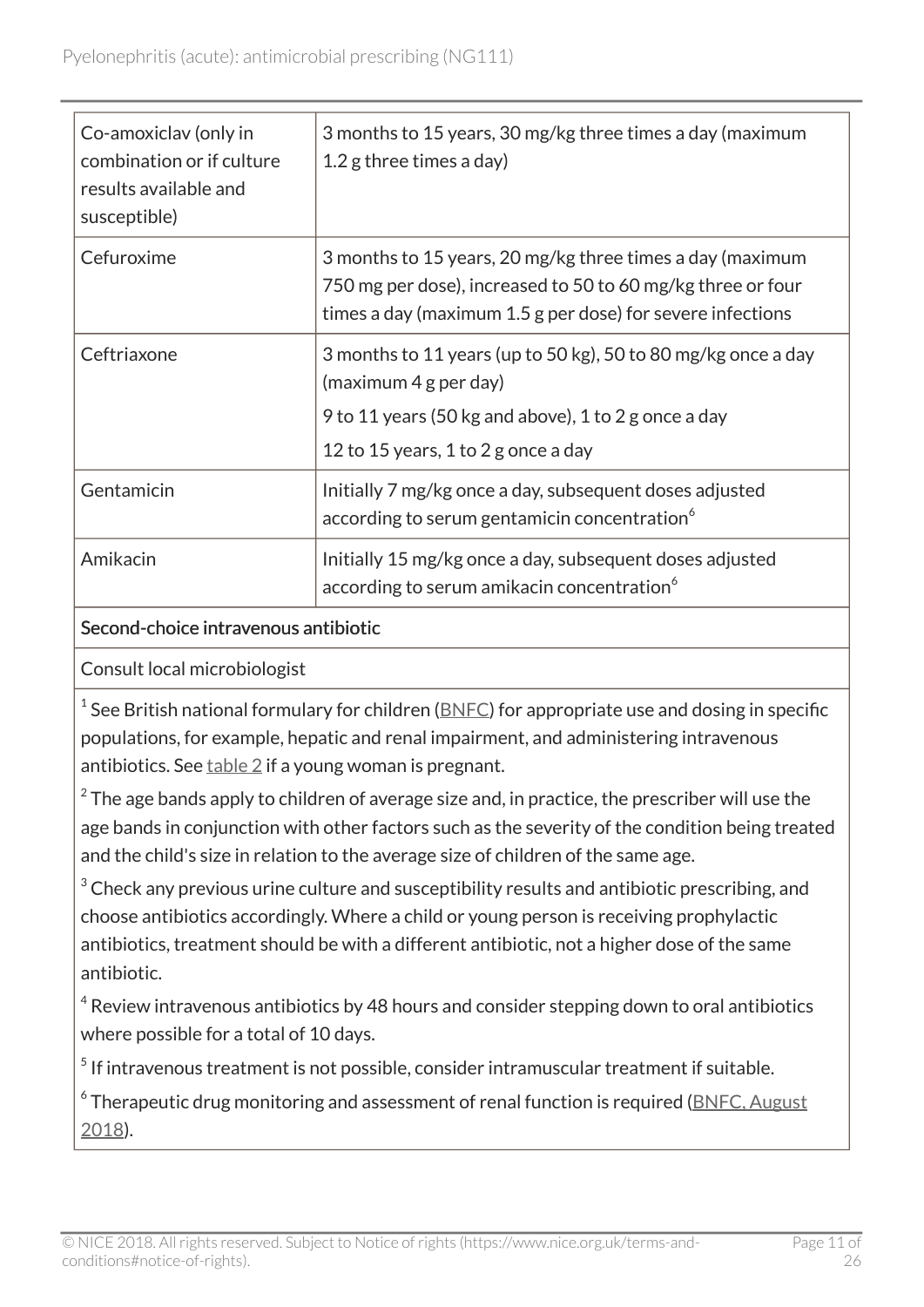| | |
|---|---|
| Co-amoxiclav (only in combination or if culture results available and susceptible) | 3 months to 15 years, 30 mg/kg three times a day (maximum 1.2 g three times a day) |
| Cefuroxime | 3 months to 15 years, 20 mg/kg three times a day (maximum 750 mg per dose), increased to 50 to 60 mg/kg three or four times a day (maximum 1.5 g per dose) for severe infections |
| Ceftriaxone | 3 months to 11 years (up to 50 kg), 50 to 80 mg/kg once a day (maximum 4 g per day)<br>9 to 11 years (50 kg and above), 1 to 2 g once a day<br>12 to 15 years, 1 to 2 g once a day |
| Gentamicin | Initially 7 mg/kg once a day, subsequent doses adjusted according to serum gentamicin concentration[6] |
| Amikacin | Initially 15 mg/kg once a day, subsequent doses adjusted according to serum amikacin concentration[6] |
| **Second-choice intravenous antibiotic** | |
| Consult local microbiologist | |

[1] See British national formulary for children (BNFC) for appropriate use and dosing in specific populations, for example, hepatic and renal impairment, and administering intravenous antibiotics. See table 2 if a young woman is pregnant.

[2] The age bands apply to children of average size and, in practice, the prescriber will use the age bands in conjunction with other factors such as the severity of the condition being treated and the child's size in relation to the average size of children of the same age.

[3] Check any previous urine culture and susceptibility results and antibiotic prescribing, and choose antibiotics accordingly. Where a child or young person is receiving prophylactic antibiotics, treatment should be with a different antibiotic, not a higher dose of the same antibiotic.

[4] Review intravenous antibiotics by 48 hours and consider stepping down to oral antibiotics where possible for a total of 10 days.

[5] If intravenous treatment is not possible, consider intramuscular treatment if suitable.

[6] Therapeutic drug monitoring and assessment of renal function is required (BNFC, August 2018).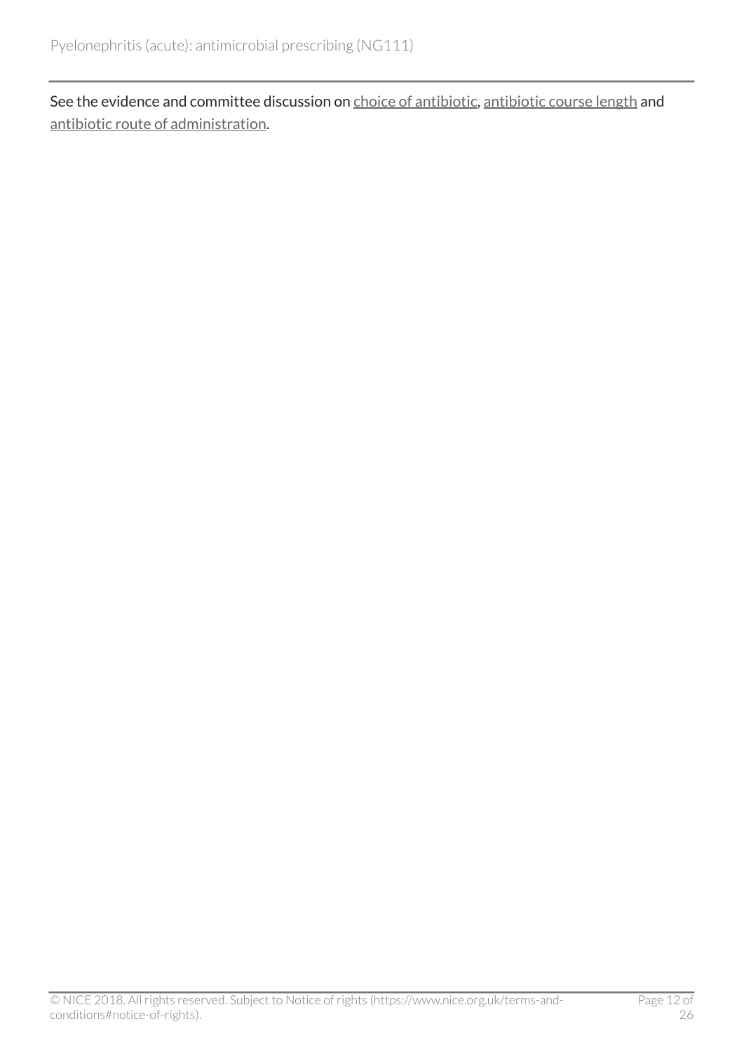See the evidence and committee discussion on choice of antibiotic, antibiotic course length and antibiotic route of administration.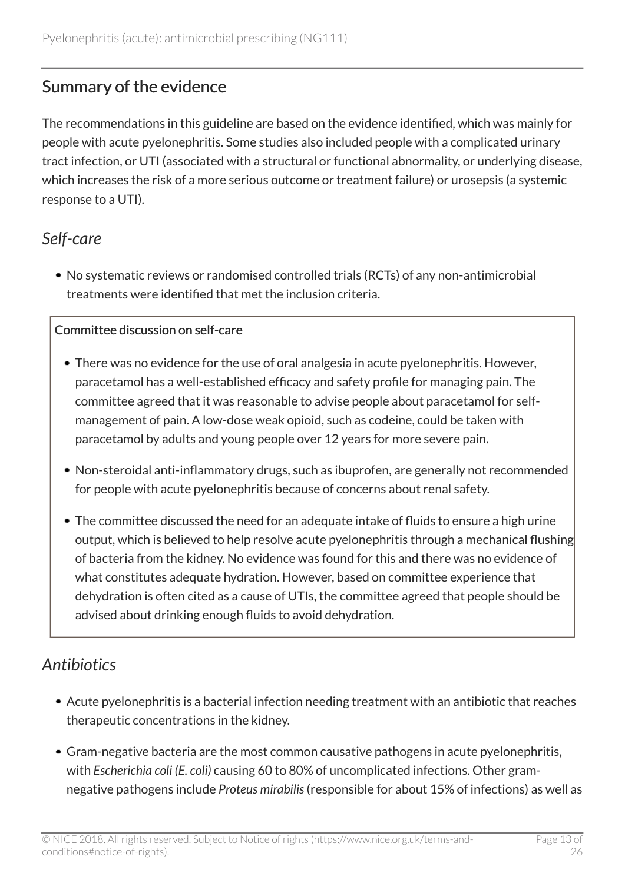## Summary of the evidence

The recommendations in this guideline are based on the evidence identified, which was mainly for people with acute pyelonephritis. Some studies also included people with a complicated urinary tract infection, or UTI (associated with a structural or functional abnormality, or underlying disease, which increases the risk of a more serious outcome or treatment failure) or urosepsis (a systemic response to a UTI).

### *Self-care*

- No systematic reviews or randomised controlled trials (RCTs) of any non-antimicrobial treatments were identified that met the inclusion criteria.

**Committee discussion on self-care**

- There was no evidence for the use of oral analgesia in acute pyelonephritis. However, paracetamol has a well-established efficacy and safety profile for managing pain. The committee agreed that it was reasonable to advise people about paracetamol for self-management of pain. A low-dose weak opioid, such as codeine, could be taken with paracetamol by adults and young people over 12 years for more severe pain.
- Non-steroidal anti-inflammatory drugs, such as ibuprofen, are generally not recommended for people with acute pyelonephritis because of concerns about renal safety.
- The committee discussed the need for an adequate intake of fluids to ensure a high urine output, which is believed to help resolve acute pyelonephritis through a mechanical flushing of bacteria from the kidney. No evidence was found for this and there was no evidence of what constitutes adequate hydration. However, based on committee experience that dehydration is often cited as a cause of UTIs, the committee agreed that people should be advised about drinking enough fluids to avoid dehydration.

### *Antibiotics*

- Acute pyelonephritis is a bacterial infection needing treatment with an antibiotic that reaches therapeutic concentrations in the kidney.
- Gram-negative bacteria are the most common causative pathogens in acute pyelonephritis, with *Escherichia coli (E. coli)* causing 60 to 80% of uncomplicated infections. Other gram-negative pathogens include *Proteus mirabilis* (responsible for about 15% of infections) as well as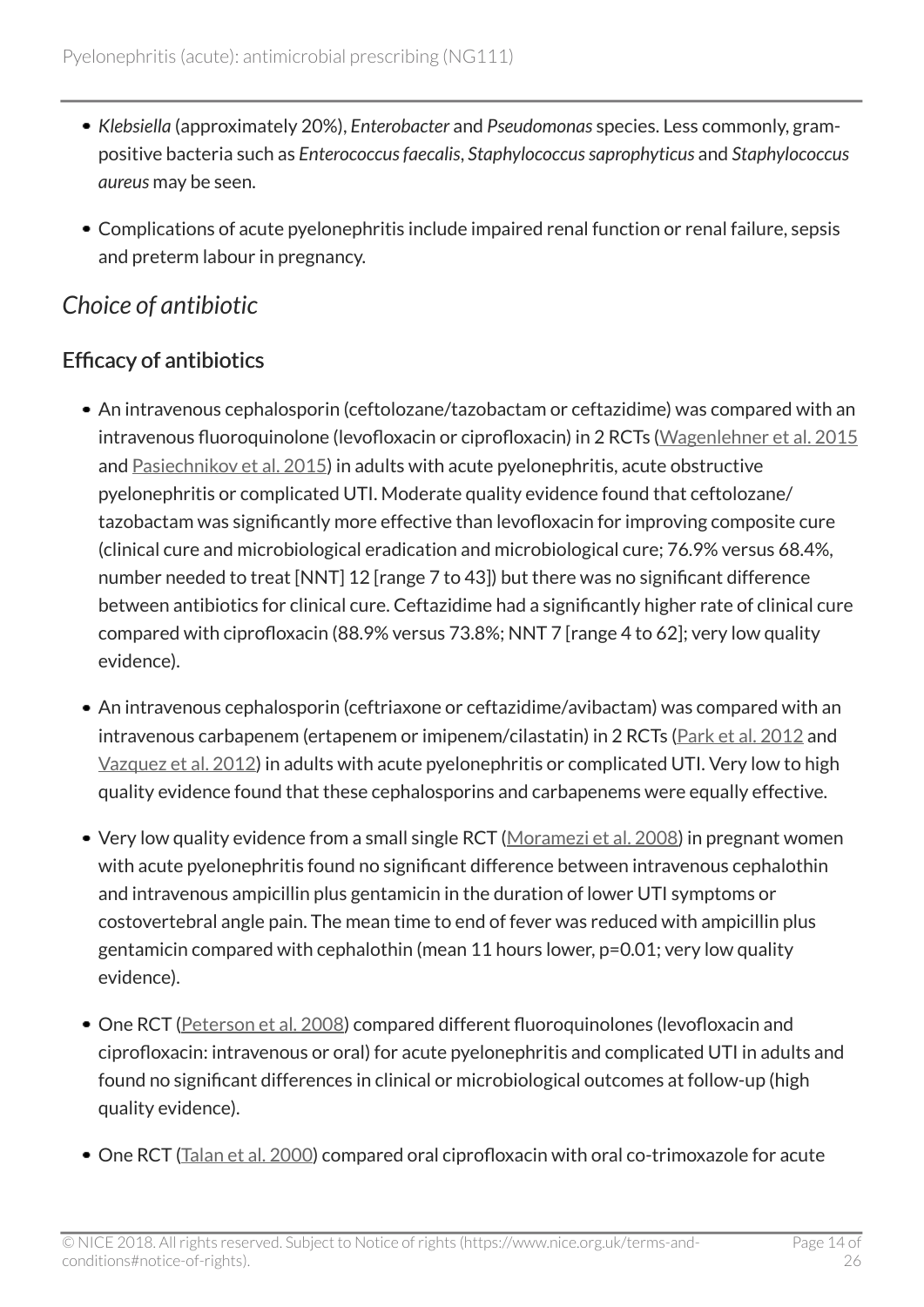- *Klebsiella* (approximately 20%), *Enterobacter* and *Pseudomonas* species. Less commonly, gram-positive bacteria such as *Enterococcus faecalis*, *Staphylococcus saprophyticus* and *Staphylococcus aureus* may be seen.
- Complications of acute pyelonephritis include impaired renal function or renal failure, sepsis and preterm labour in pregnancy.

## *Choice of antibiotic*

### Efficacy of antibiotics

- An intravenous cephalosporin (ceftolozane/tazobactam or ceftazidime) was compared with an intravenous fluoroquinolone (levofloxacin or ciprofloxacin) in 2 RCTs (Wagenlehner et al. 2015 and Pasiechnikov et al. 2015) in adults with acute pyelonephritis, acute obstructive pyelonephritis or complicated UTI. Moderate quality evidence found that ceftolozane/tazobactam was significantly more effective than levofloxacin for improving composite cure (clinical cure and microbiological eradication and microbiological cure; 76.9% versus 68.4%, number needed to treat [NNT] 12 [range 7 to 43]) but there was no significant difference between antibiotics for clinical cure. Ceftazidime had a significantly higher rate of clinical cure compared with ciprofloxacin (88.9% versus 73.8%; NNT 7 [range 4 to 62]; very low quality evidence).
- An intravenous cephalosporin (ceftriaxone or ceftazidime/avibactam) was compared with an intravenous carbapenem (ertapenem or imipenem/cilastatin) in 2 RCTs (Park et al. 2012 and Vazquez et al. 2012) in adults with acute pyelonephritis or complicated UTI. Very low to high quality evidence found that these cephalosporins and carbapenems were equally effective.
- Very low quality evidence from a small single RCT (Moramezi et al. 2008) in pregnant women with acute pyelonephritis found no significant difference between intravenous cephalothin and intravenous ampicillin plus gentamicin in the duration of lower UTI symptoms or costovertebral angle pain. The mean time to end of fever was reduced with ampicillin plus gentamicin compared with cephalothin (mean 11 hours lower, p=0.01; very low quality evidence).
- One RCT (Peterson et al. 2008) compared different fluoroquinolones (levofloxacin and ciprofloxacin: intravenous or oral) for acute pyelonephritis and complicated UTI in adults and found no significant differences in clinical or microbiological outcomes at follow-up (high quality evidence).
- One RCT (Talan et al. 2000) compared oral ciprofloxacin with oral co-trimoxazole for acute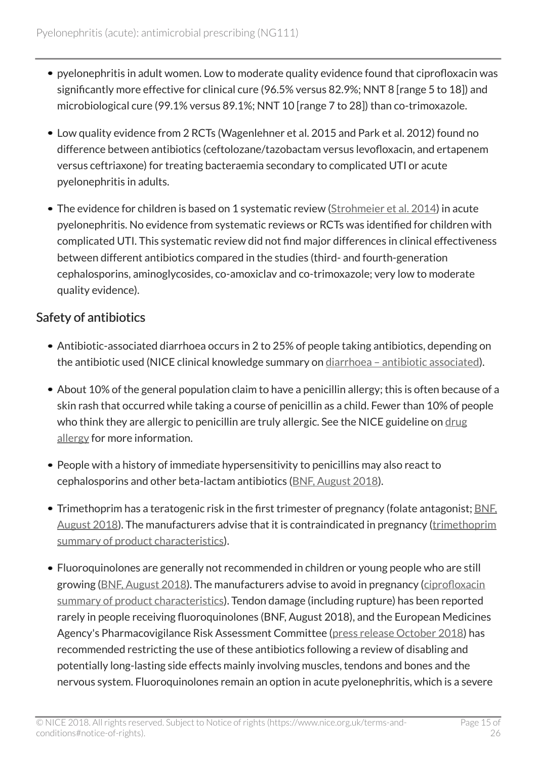- pyelonephritis in adult women. Low to moderate quality evidence found that ciprofloxacin was significantly more effective for clinical cure (96.5% versus 82.9%; NNT 8 [range 5 to 18]) and microbiological cure (99.1% versus 89.1%; NNT 10 [range 7 to 28]) than co-trimoxazole.
- Low quality evidence from 2 RCTs (Wagenlehner et al. 2015 and Park et al. 2012) found no difference between antibiotics (ceftolozane/tazobactam versus levofloxacin, and ertapenem versus ceftriaxone) for treating bacteraemia secondary to complicated UTI or acute pyelonephritis in adults.
- The evidence for children is based on 1 systematic review (Strohmeier et al. 2014) in acute pyelonephritis. No evidence from systematic reviews or RCTs was identified for children with complicated UTI. This systematic review did not find major differences in clinical effectiveness between different antibiotics compared in the studies (third- and fourth-generation cephalosporins, aminoglycosides, co-amoxiclav and co-trimoxazole; very low to moderate quality evidence).

## Safety of antibiotics

- Antibiotic-associated diarrhoea occurs in 2 to 25% of people taking antibiotics, depending on the antibiotic used (NICE clinical knowledge summary on diarrhoea – antibiotic associated).
- About 10% of the general population claim to have a penicillin allergy; this is often because of a skin rash that occurred while taking a course of penicillin as a child. Fewer than 10% of people who think they are allergic to penicillin are truly allergic. See the NICE guideline on drug allergy for more information.
- People with a history of immediate hypersensitivity to penicillins may also react to cephalosporins and other beta-lactam antibiotics (BNF, August 2018).
- Trimethoprim has a teratogenic risk in the first trimester of pregnancy (folate antagonist; BNF, August 2018). The manufacturers advise that it is contraindicated in pregnancy (trimethoprim summary of product characteristics).
- Fluoroquinolones are generally not recommended in children or young people who are still growing (BNF, August 2018). The manufacturers advise to avoid in pregnancy (ciprofloxacin summary of product characteristics). Tendon damage (including rupture) has been reported rarely in people receiving fluoroquinolones (BNF, August 2018), and the European Medicines Agency's Pharmacovigilance Risk Assessment Committee (press release October 2018) has recommended restricting the use of these antibiotics following a review of disabling and potentially long-lasting side effects mainly involving muscles, tendons and bones and the nervous system. Fluoroquinolones remain an option in acute pyelonephritis, which is a severe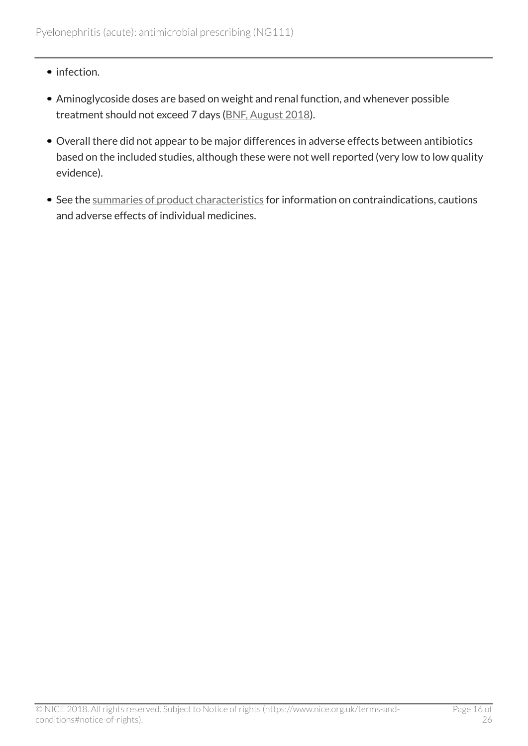- infection.
- Aminoglycoside doses are based on weight and renal function, and whenever possible treatment should not exceed 7 days (BNF, August 2018).
- Overall there did not appear to be major differences in adverse effects between antibiotics based on the included studies, although these were not well reported (very low to low quality evidence).
- See the summaries of product characteristics for information on contraindications, cautions and adverse effects of individual medicines.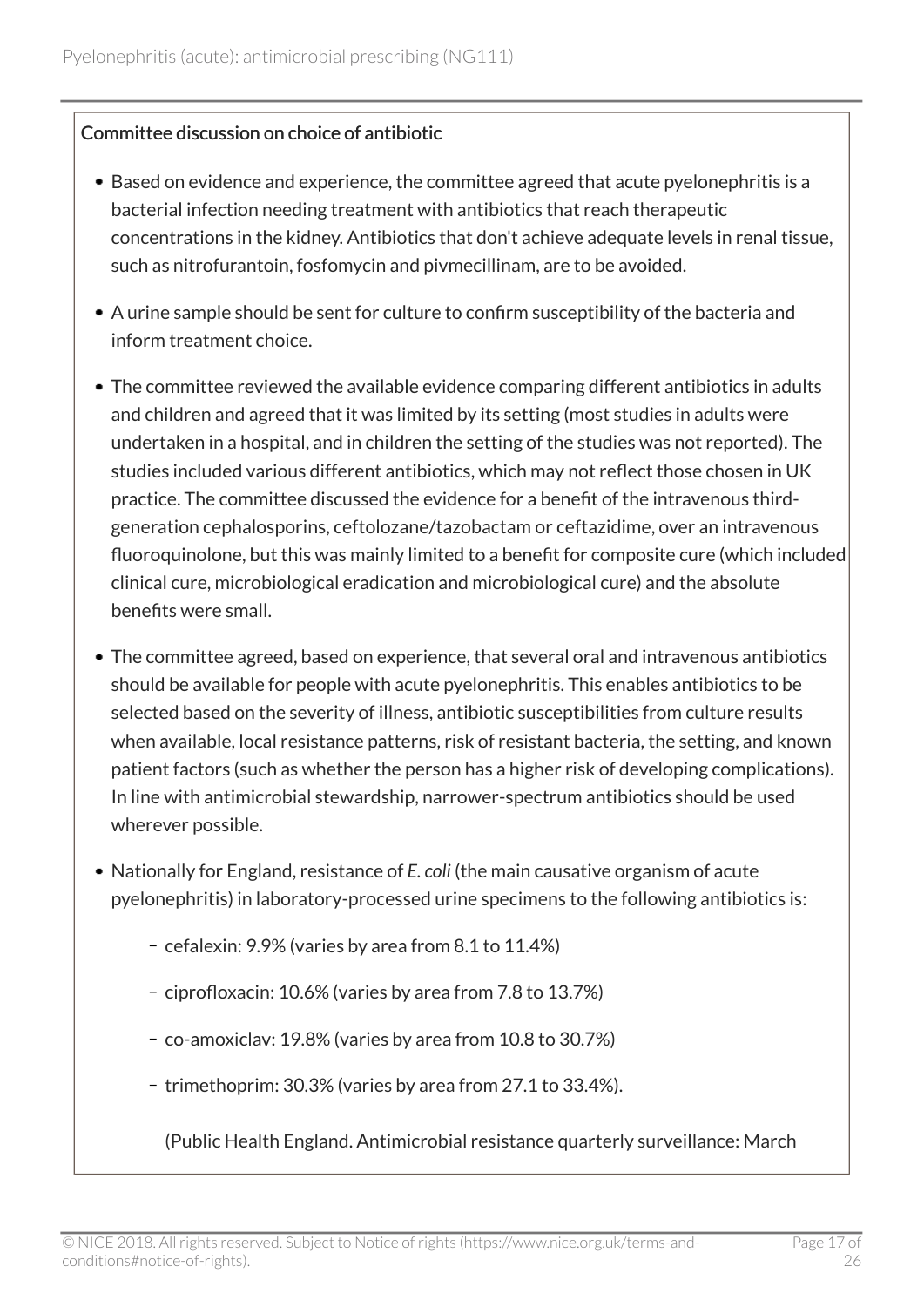Committee discussion on choice of antibiotic

- Based on evidence and experience, the committee agreed that acute pyelonephritis is a bacterial infection needing treatment with antibiotics that reach therapeutic concentrations in the kidney. Antibiotics that don't achieve adequate levels in renal tissue, such as nitrofurantoin, fosfomycin and pivmecillinam, are to be avoided.
- A urine sample should be sent for culture to confirm susceptibility of the bacteria and inform treatment choice.
- The committee reviewed the available evidence comparing different antibiotics in adults and children and agreed that it was limited by its setting (most studies in adults were undertaken in a hospital, and in children the setting of the studies was not reported). The studies included various different antibiotics, which may not reflect those chosen in UK practice. The committee discussed the evidence for a benefit of the intravenous third-generation cephalosporins, ceftolozane/tazobactam or ceftazidime, over an intravenous fluoroquinolone, but this was mainly limited to a benefit for composite cure (which included clinical cure, microbiological eradication and microbiological cure) and the absolute benefits were small.
- The committee agreed, based on experience, that several oral and intravenous antibiotics should be available for people with acute pyelonephritis. This enables antibiotics to be selected based on the severity of illness, antibiotic susceptibilities from culture results when available, local resistance patterns, risk of resistant bacteria, the setting, and known patient factors (such as whether the person has a higher risk of developing complications). In line with antimicrobial stewardship, narrower-spectrum antibiotics should be used wherever possible.
- Nationally for England, resistance of *E. coli* (the main causative organism of acute pyelonephritis) in laboratory-processed urine specimens to the following antibiotics is:
  - cefalexin: 9.9% (varies by area from 8.1 to 11.4%)
  - ciprofloxacin: 10.6% (varies by area from 7.8 to 13.7%)
  - co-amoxiclav: 19.8% (varies by area from 10.8 to 30.7%)
  - trimethoprim: 30.3% (varies by area from 27.1 to 33.4%).

  (Public Health England. Antimicrobial resistance quarterly surveillance: March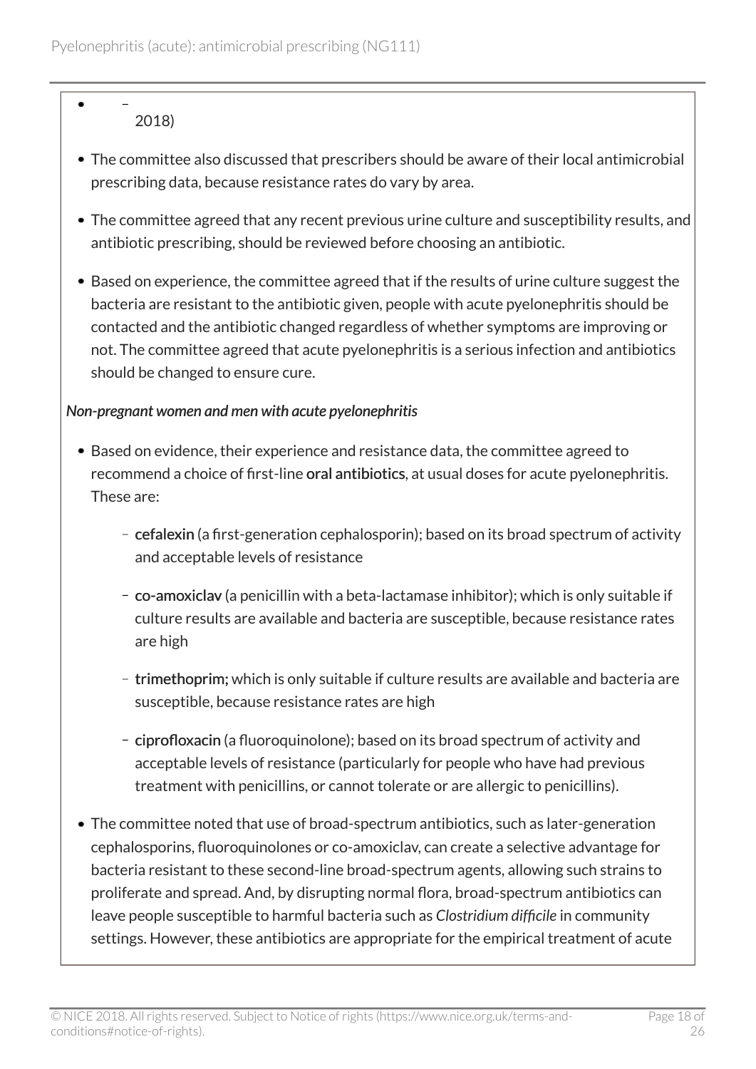- –
  2018)

- The committee also discussed that prescribers should be aware of their local antimicrobial prescribing data, because resistance rates do vary by area.
- The committee agreed that any recent previous urine culture and susceptibility results, and antibiotic prescribing, should be reviewed before choosing an antibiotic.
- Based on experience, the committee agreed that if the results of urine culture suggest the bacteria are resistant to the antibiotic given, people with acute pyelonephritis should be contacted and the antibiotic changed regardless of whether symptoms are improving or not. The committee agreed that acute pyelonephritis is a serious infection and antibiotics should be changed to ensure cure.

*Non-pregnant women and men with acute pyelonephritis*

- Based on evidence, their experience and resistance data, the committee agreed to recommend a choice of first-line **oral antibiotics**, at usual doses for acute pyelonephritis. These are:
  - **cefalexin** (a first-generation cephalosporin); based on its broad spectrum of activity and acceptable levels of resistance
  - **co-amoxiclav** (a penicillin with a beta-lactamase inhibitor); which is only suitable if culture results are available and bacteria are susceptible, because resistance rates are high
  - **trimethoprim;** which is only suitable if culture results are available and bacteria are susceptible, because resistance rates are high
  - **ciprofloxacin** (a fluoroquinolone); based on its broad spectrum of activity and acceptable levels of resistance (particularly for people who have had previous treatment with penicillins, or cannot tolerate or are allergic to penicillins).
- The committee noted that use of broad-spectrum antibiotics, such as later-generation cephalosporins, fluoroquinolones or co-amoxiclav, can create a selective advantage for bacteria resistant to these second-line broad-spectrum agents, allowing such strains to proliferate and spread. And, by disrupting normal flora, broad-spectrum antibiotics can leave people susceptible to harmful bacteria such as *Clostridium difficile* in community settings. However, these antibiotics are appropriate for the empirical treatment of acute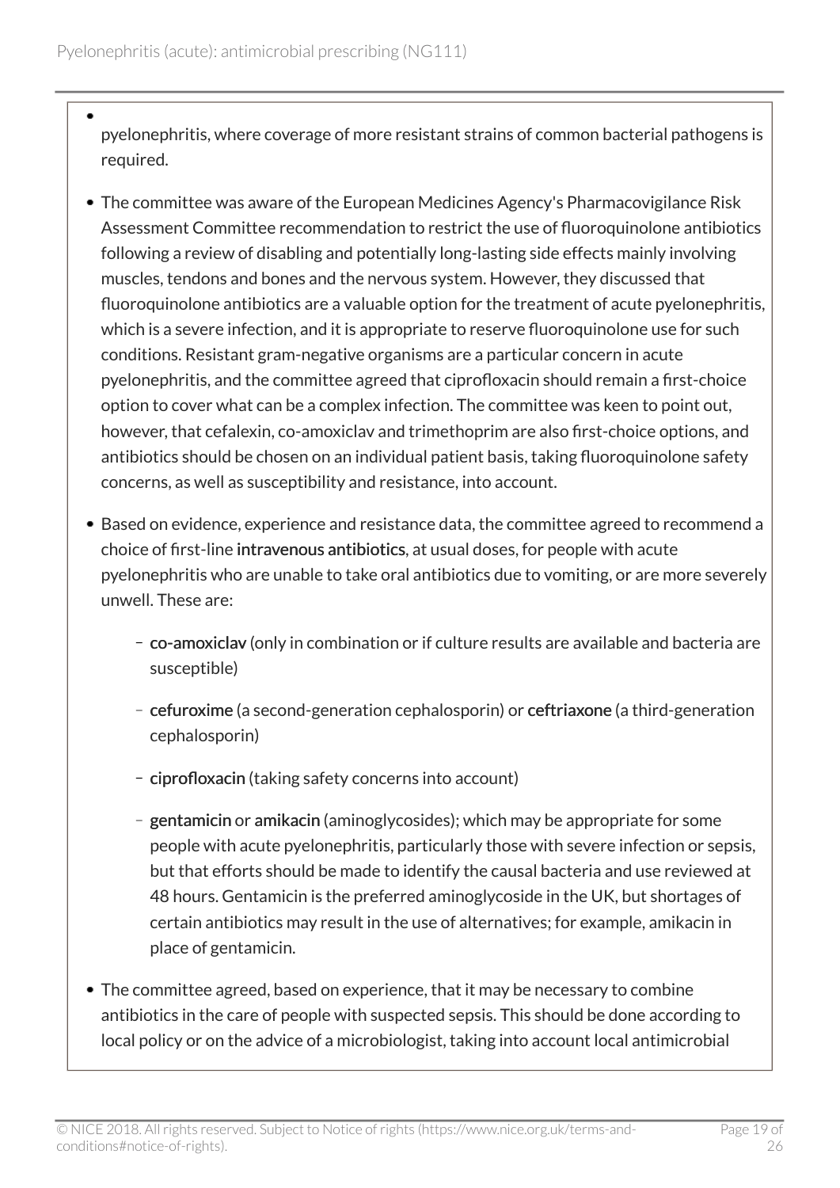- pyelonephritis, where coverage of more resistant strains of common bacterial pathogens is required.

- The committee was aware of the European Medicines Agency's Pharmacovigilance Risk Assessment Committee recommendation to restrict the use of fluoroquinolone antibiotics following a review of disabling and potentially long-lasting side effects mainly involving muscles, tendons and bones and the nervous system. However, they discussed that fluoroquinolone antibiotics are a valuable option for the treatment of acute pyelonephritis, which is a severe infection, and it is appropriate to reserve fluoroquinolone use for such conditions. Resistant gram-negative organisms are a particular concern in acute pyelonephritis, and the committee agreed that ciprofloxacin should remain a first-choice option to cover what can be a complex infection. The committee was keen to point out, however, that cefalexin, co-amoxiclav and trimethoprim are also first-choice options, and antibiotics should be chosen on an individual patient basis, taking fluoroquinolone safety concerns, as well as susceptibility and resistance, into account.

- Based on evidence, experience and resistance data, the committee agreed to recommend a choice of first-line intravenous antibiotics, at usual doses, for people with acute pyelonephritis who are unable to take oral antibiotics due to vomiting, or are more severely unwell. These are:
  - co-amoxiclav (only in combination or if culture results are available and bacteria are susceptible)
  - cefuroxime (a second-generation cephalosporin) or ceftriaxone (a third-generation cephalosporin)
  - ciprofloxacin (taking safety concerns into account)
  - gentamicin or amikacin (aminoglycosides); which may be appropriate for some people with acute pyelonephritis, particularly those with severe infection or sepsis, but that efforts should be made to identify the causal bacteria and use reviewed at 48 hours. Gentamicin is the preferred aminoglycoside in the UK, but shortages of certain antibiotics may result in the use of alternatives; for example, amikacin in place of gentamicin.

- The committee agreed, based on experience, that it may be necessary to combine antibiotics in the care of people with suspected sepsis. This should be done according to local policy or on the advice of a microbiologist, taking into account local antimicrobial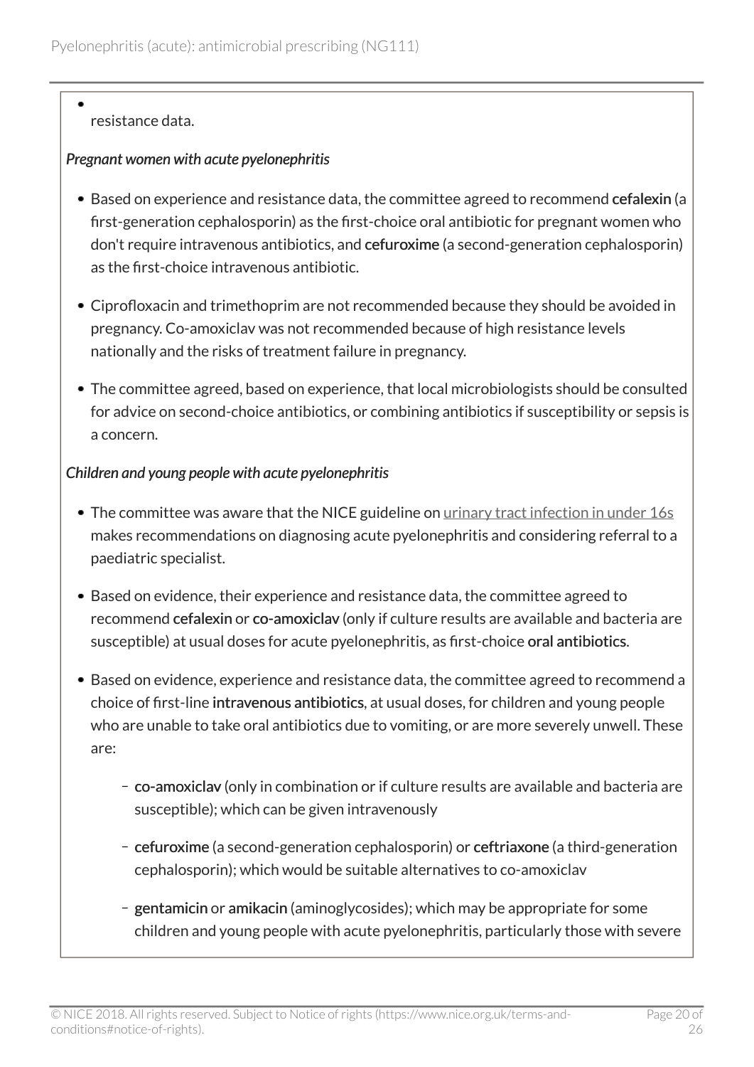- resistance data.

*Pregnant women with acute pyelonephritis*

- Based on experience and resistance data, the committee agreed to recommend **cefalexin** (a first-generation cephalosporin) as the first-choice oral antibiotic for pregnant women who don't require intravenous antibiotics, and **cefuroxime** (a second-generation cephalosporin) as the first-choice intravenous antibiotic.
- Ciprofloxacin and trimethoprim are not recommended because they should be avoided in pregnancy. Co-amoxiclav was not recommended because of high resistance levels nationally and the risks of treatment failure in pregnancy.
- The committee agreed, based on experience, that local microbiologists should be consulted for advice on second-choice antibiotics, or combining antibiotics if susceptibility or sepsis is a concern.

*Children and young people with acute pyelonephritis*

- The committee was aware that the NICE guideline on urinary tract infection in under 16s makes recommendations on diagnosing acute pyelonephritis and considering referral to a paediatric specialist.
- Based on evidence, their experience and resistance data, the committee agreed to recommend **cefalexin** or **co-amoxiclav** (only if culture results are available and bacteria are susceptible) at usual doses for acute pyelonephritis, as first-choice **oral antibiotics**.
- Based on evidence, experience and resistance data, the committee agreed to recommend a choice of first-line **intravenous antibiotics**, at usual doses, for children and young people who are unable to take oral antibiotics due to vomiting, or are more severely unwell. These are:
  - **co-amoxiclav** (only in combination or if culture results are available and bacteria are susceptible); which can be given intravenously
  - **cefuroxime** (a second-generation cephalosporin) or **ceftriaxone** (a third-generation cephalosporin); which would be suitable alternatives to co-amoxiclav
  - **gentamicin** or **amikacin** (aminoglycosides); which may be appropriate for some children and young people with acute pyelonephritis, particularly those with severe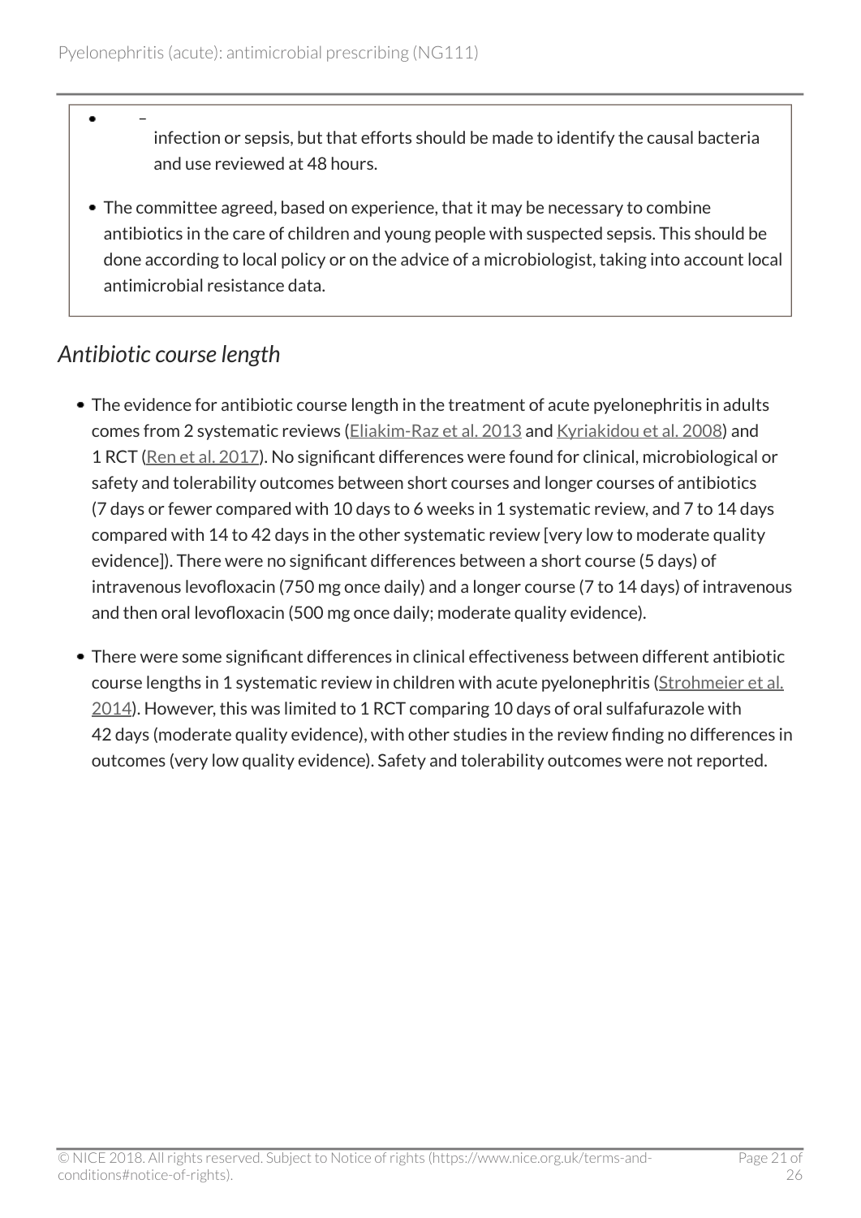- – infection or sepsis, but that efforts should be made to identify the causal bacteria and use reviewed at 48 hours.
- The committee agreed, based on experience, that it may be necessary to combine antibiotics in the care of children and young people with suspected sepsis. This should be done according to local policy or on the advice of a microbiologist, taking into account local antimicrobial resistance data.

## *Antibiotic course length*

- The evidence for antibiotic course length in the treatment of acute pyelonephritis in adults comes from 2 systematic reviews (Eliakim-Raz et al. 2013 and Kyriakidou et al. 2008) and 1 RCT (Ren et al. 2017). No significant differences were found for clinical, microbiological or safety and tolerability outcomes between short courses and longer courses of antibiotics (7 days or fewer compared with 10 days to 6 weeks in 1 systematic review, and 7 to 14 days compared with 14 to 42 days in the other systematic review [very low to moderate quality evidence]). There were no significant differences between a short course (5 days) of intravenous levofloxacin (750 mg once daily) and a longer course (7 to 14 days) of intravenous and then oral levofloxacin (500 mg once daily; moderate quality evidence).
- There were some significant differences in clinical effectiveness between different antibiotic course lengths in 1 systematic review in children with acute pyelonephritis (Strohmeier et al. 2014). However, this was limited to 1 RCT comparing 10 days of oral sulfafurazole with 42 days (moderate quality evidence), with other studies in the review finding no differences in outcomes (very low quality evidence). Safety and tolerability outcomes were not reported.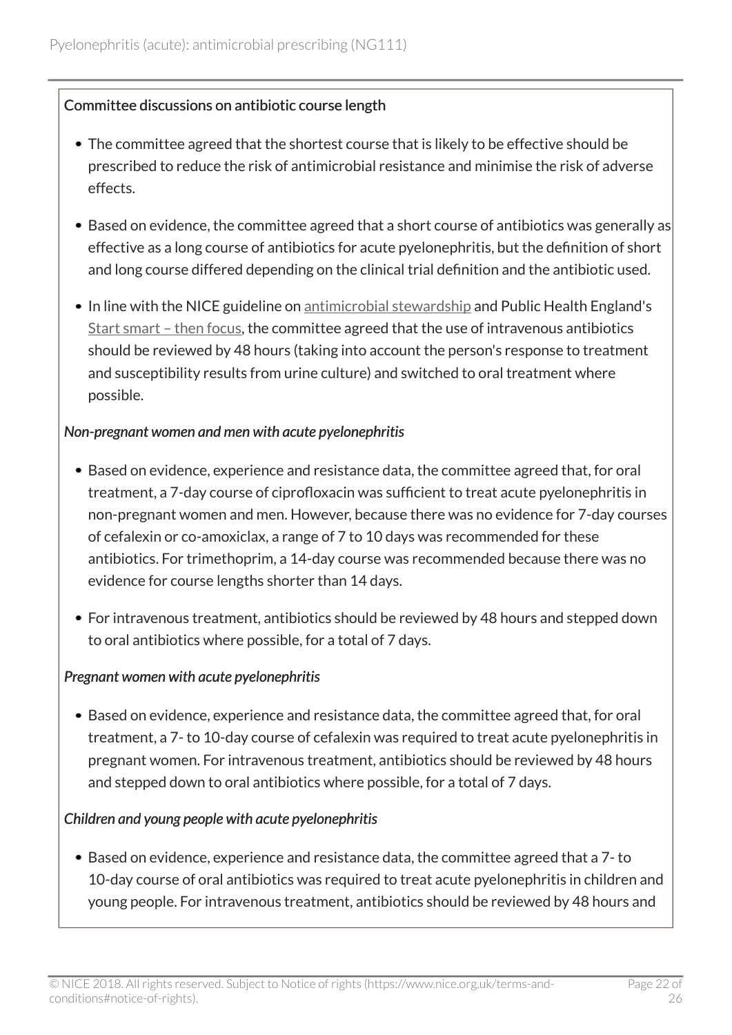Committee discussions on antibiotic course length

- The committee agreed that the shortest course that is likely to be effective should be prescribed to reduce the risk of antimicrobial resistance and minimise the risk of adverse effects.
- Based on evidence, the committee agreed that a short course of antibiotics was generally as effective as a long course of antibiotics for acute pyelonephritis, but the definition of short and long course differed depending on the clinical trial definition and the antibiotic used.
- In line with the NICE guideline on antimicrobial stewardship and Public Health England's Start smart – then focus, the committee agreed that the use of intravenous antibiotics should be reviewed by 48 hours (taking into account the person's response to treatment and susceptibility results from urine culture) and switched to oral treatment where possible.

*Non-pregnant women and men with acute pyelonephritis*

- Based on evidence, experience and resistance data, the committee agreed that, for oral treatment, a 7-day course of ciprofloxacin was sufficient to treat acute pyelonephritis in non-pregnant women and men. However, because there was no evidence for 7-day courses of cefalexin or co-amoxiclax, a range of 7 to 10 days was recommended for these antibiotics. For trimethoprim, a 14-day course was recommended because there was no evidence for course lengths shorter than 14 days.
- For intravenous treatment, antibiotics should be reviewed by 48 hours and stepped down to oral antibiotics where possible, for a total of 7 days.

*Pregnant women with acute pyelonephritis*

- Based on evidence, experience and resistance data, the committee agreed that, for oral treatment, a 7- to 10-day course of cefalexin was required to treat acute pyelonephritis in pregnant women. For intravenous treatment, antibiotics should be reviewed by 48 hours and stepped down to oral antibiotics where possible, for a total of 7 days.

*Children and young people with acute pyelonephritis*

- Based on evidence, experience and resistance data, the committee agreed that a 7- to 10-day course of oral antibiotics was required to treat acute pyelonephritis in children and young people. For intravenous treatment, antibiotics should be reviewed by 48 hours and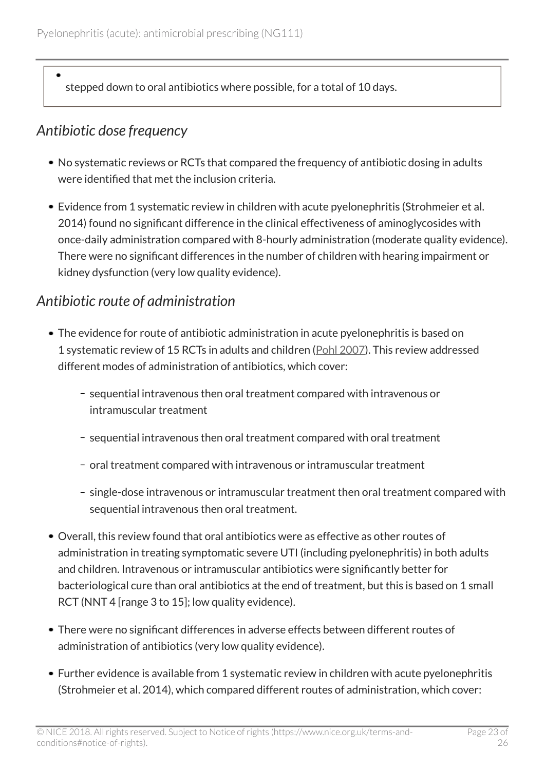- stepped down to oral antibiotics where possible, for a total of 10 days.

### *Antibiotic dose frequency*

- No systematic reviews or RCTs that compared the frequency of antibiotic dosing in adults were identified that met the inclusion criteria.
- Evidence from 1 systematic review in children with acute pyelonephritis (Strohmeier et al. 2014) found no significant difference in the clinical effectiveness of aminoglycosides with once-daily administration compared with 8-hourly administration (moderate quality evidence). There were no significant differences in the number of children with hearing impairment or kidney dysfunction (very low quality evidence).

### *Antibiotic route of administration*

- The evidence for route of antibiotic administration in acute pyelonephritis is based on 1 systematic review of 15 RCTs in adults and children (Pohl 2007). This review addressed different modes of administration of antibiotics, which cover:
  - sequential intravenous then oral treatment compared with intravenous or intramuscular treatment
  - sequential intravenous then oral treatment compared with oral treatment
  - oral treatment compared with intravenous or intramuscular treatment
  - single-dose intravenous or intramuscular treatment then oral treatment compared with sequential intravenous then oral treatment.
- Overall, this review found that oral antibiotics were as effective as other routes of administration in treating symptomatic severe UTI (including pyelonephritis) in both adults and children. Intravenous or intramuscular antibiotics were significantly better for bacteriological cure than oral antibiotics at the end of treatment, but this is based on 1 small RCT (NNT 4 [range 3 to 15]; low quality evidence).
- There were no significant differences in adverse effects between different routes of administration of antibiotics (very low quality evidence).
- Further evidence is available from 1 systematic review in children with acute pyelonephritis (Strohmeier et al. 2014), which compared different routes of administration, which cover: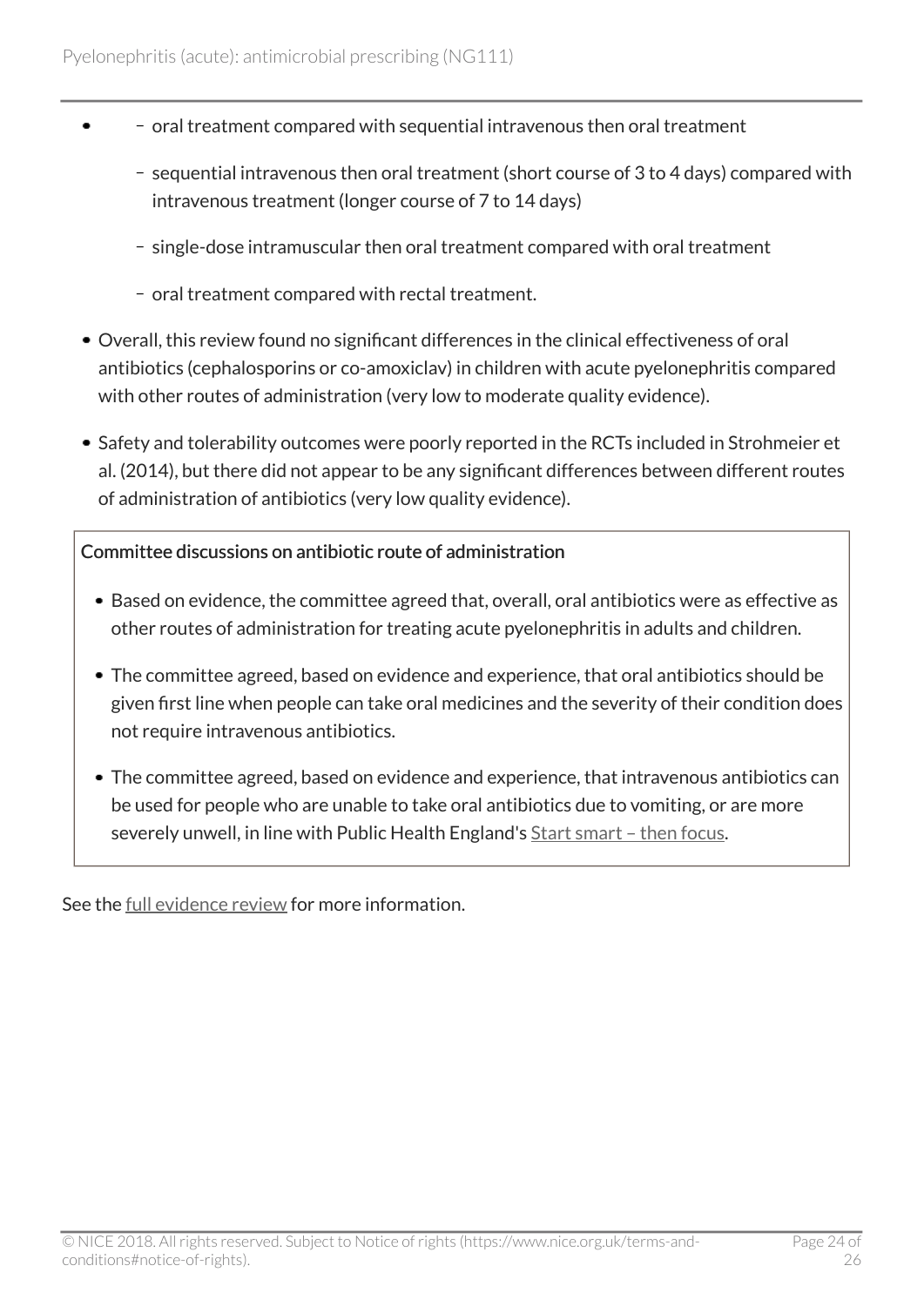- – oral treatment compared with sequential intravenous then oral treatment
  - – sequential intravenous then oral treatment (short course of 3 to 4 days) compared with intravenous treatment (longer course of 7 to 14 days)
  - – single-dose intramuscular then oral treatment compared with oral treatment
  - – oral treatment compared with rectal treatment.
- Overall, this review found no significant differences in the clinical effectiveness of oral antibiotics (cephalosporins or co-amoxiclav) in children with acute pyelonephritis compared with other routes of administration (very low to moderate quality evidence).
- Safety and tolerability outcomes were poorly reported in the RCTs included in Strohmeier et al. (2014), but there did not appear to be any significant differences between different routes of administration of antibiotics (very low quality evidence).

**Committee discussions on antibiotic route of administration**

- Based on evidence, the committee agreed that, overall, oral antibiotics were as effective as other routes of administration for treating acute pyelonephritis in adults and children.
- The committee agreed, based on evidence and experience, that oral antibiotics should be given first line when people can take oral medicines and the severity of their condition does not require intravenous antibiotics.
- The committee agreed, based on evidence and experience, that intravenous antibiotics can be used for people who are unable to take oral antibiotics due to vomiting, or are more severely unwell, in line with Public Health England's Start smart – then focus.

See the full evidence review for more information.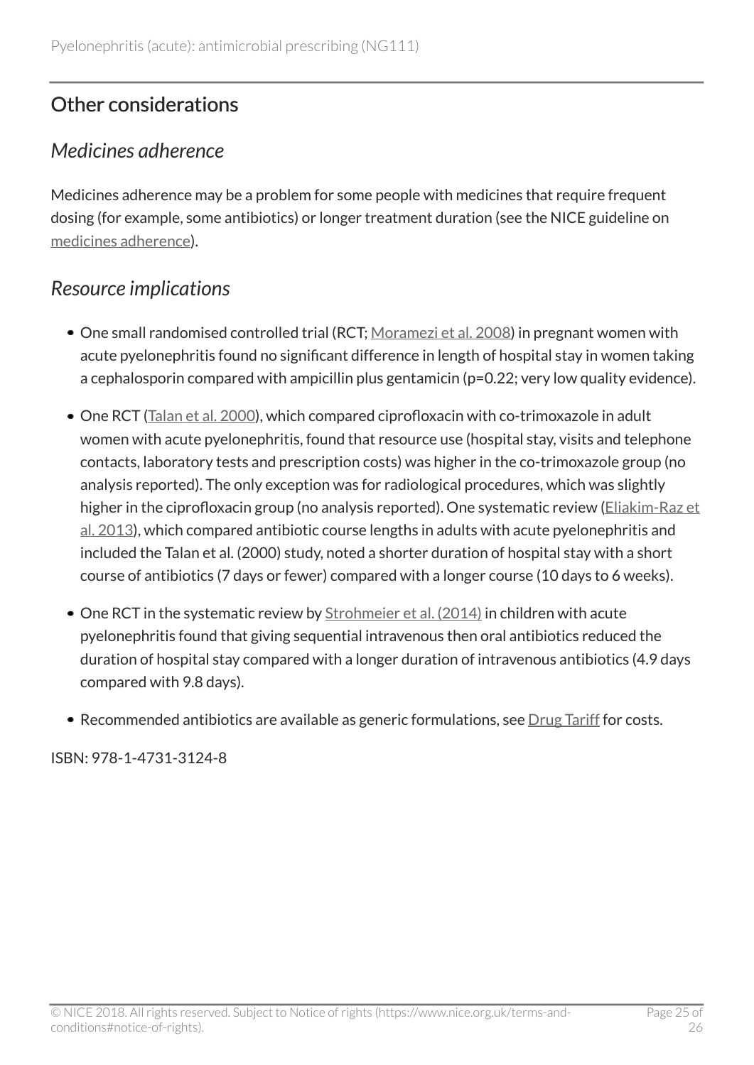## Other considerations

### *Medicines adherence*

Medicines adherence may be a problem for some people with medicines that require frequent dosing (for example, some antibiotics) or longer treatment duration (see the NICE guideline on medicines adherence).

### *Resource implications*

- One small randomised controlled trial (RCT; Moramezi et al. 2008) in pregnant women with acute pyelonephritis found no significant difference in length of hospital stay in women taking a cephalosporin compared with ampicillin plus gentamicin (p=0.22; very low quality evidence).
- One RCT (Talan et al. 2000), which compared ciprofloxacin with co-trimoxazole in adult women with acute pyelonephritis, found that resource use (hospital stay, visits and telephone contacts, laboratory tests and prescription costs) was higher in the co-trimoxazole group (no analysis reported). The only exception was for radiological procedures, which was slightly higher in the ciprofloxacin group (no analysis reported). One systematic review (Eliakim-Raz et al. 2013), which compared antibiotic course lengths in adults with acute pyelonephritis and included the Talan et al. (2000) study, noted a shorter duration of hospital stay with a short course of antibiotics (7 days or fewer) compared with a longer course (10 days to 6 weeks).
- One RCT in the systematic review by Strohmeier et al. (2014) in children with acute pyelonephritis found that giving sequential intravenous then oral antibiotics reduced the duration of hospital stay compared with a longer duration of intravenous antibiotics (4.9 days compared with 9.8 days).
- Recommended antibiotics are available as generic formulations, see Drug Tariff for costs.

ISBN: 978-1-4731-3124-8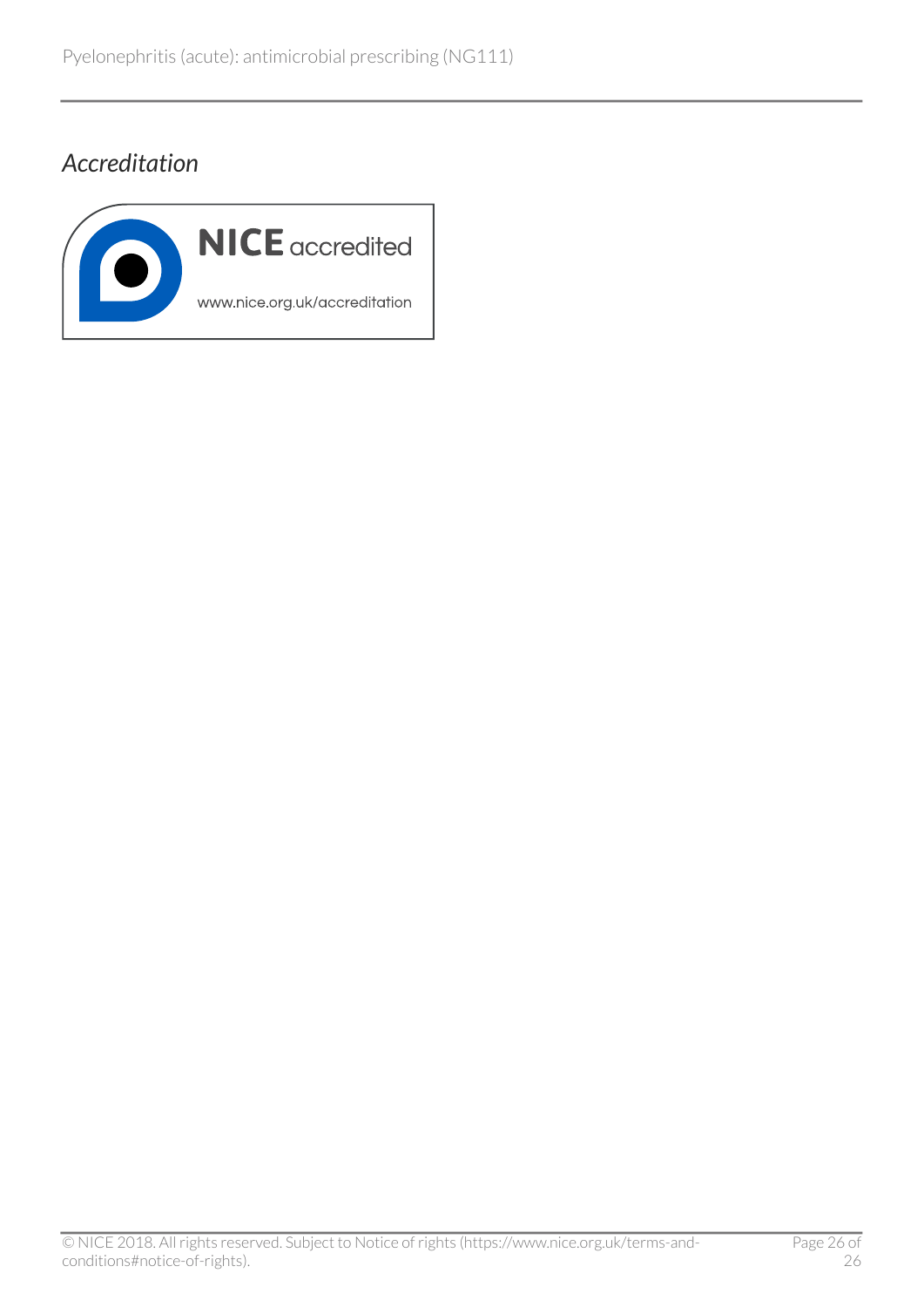### *Accreditation*

NICE accredited

www.nice.org.uk/accreditation